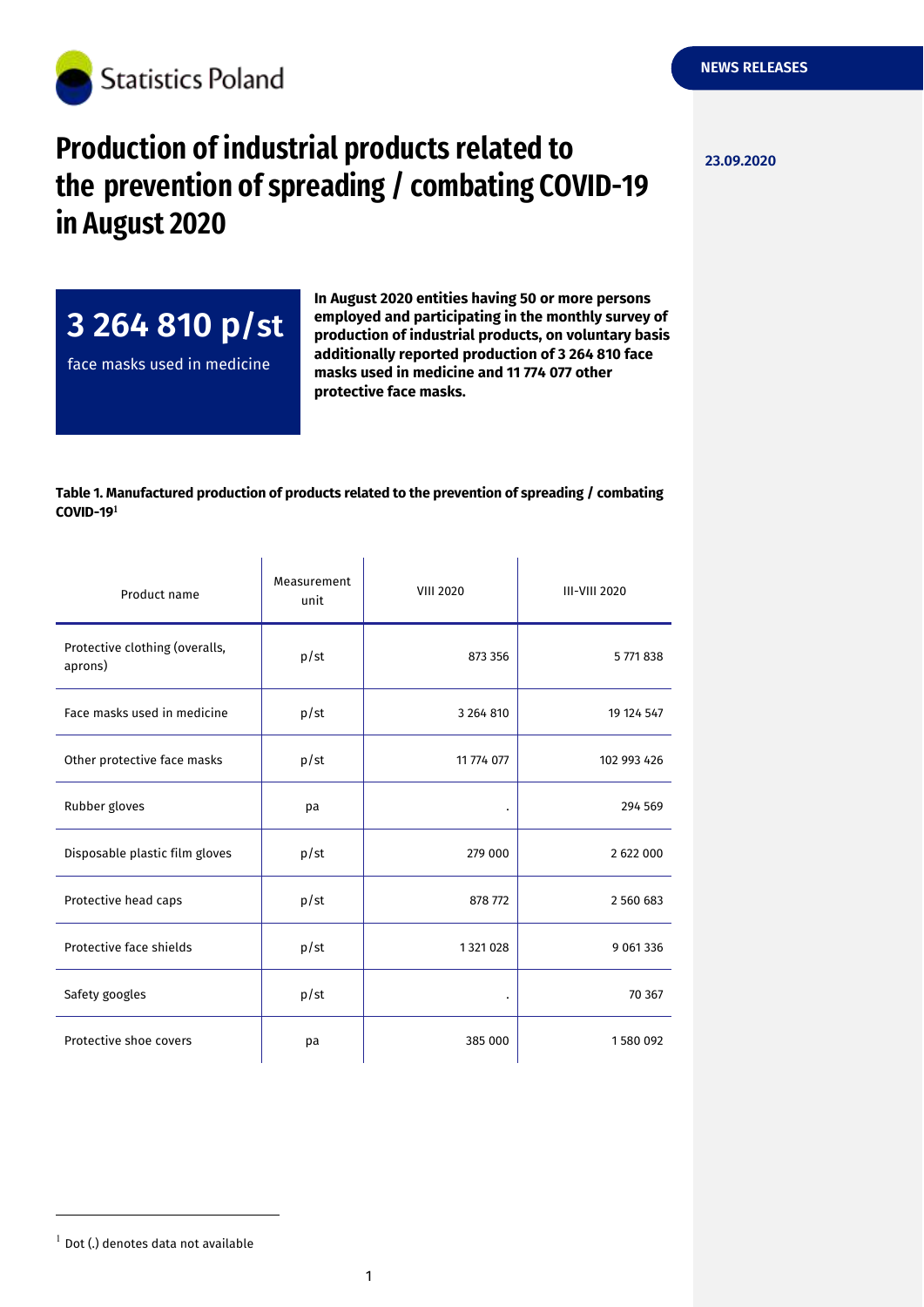Statistics Poland

NEWS RELEASES

23.09.2020

# Production of industrial products related to the prevention of spreading / combating COVID-19 in August 2020

**3 264 810 p/st**

face masks used in medicine

**In August 2020 entities having 50 or more persons employed and participating in the monthly survey of production of industrial products, on voluntary basis additionally reported production of 3 264 810 face masks used in medicine and 11 774 077 other protective face masks.**

**Table 1. Manufactured production of products related to the prevention of spreading / combating COVID-19**[1]

| Product name | Measurement unit | VIII 2020 | III-VIII 2020 |
|---|---|---|---|
| Protective clothing (overalls, aprons) | p/st | 873 356 | 5 771 838 |
| Face masks used in medicine | p/st | 3 264 810 | 19 124 547 |
| Other protective face masks | p/st | 11 774 077 | 102 993 426 |
| Rubber gloves | pa | . | 294 569 |
| Disposable plastic film gloves | p/st | 279 000 | 2 622 000 |
| Protective head caps | p/st | 878 772 | 2 560 683 |
| Protective face shields | p/st | 1 321 028 | 9 061 336 |
| Safety googles | p/st | . | 70 367 |
| Protective shoe covers | pa | 385 000 | 1 580 092 |

[1] Dot (.) denotes data not available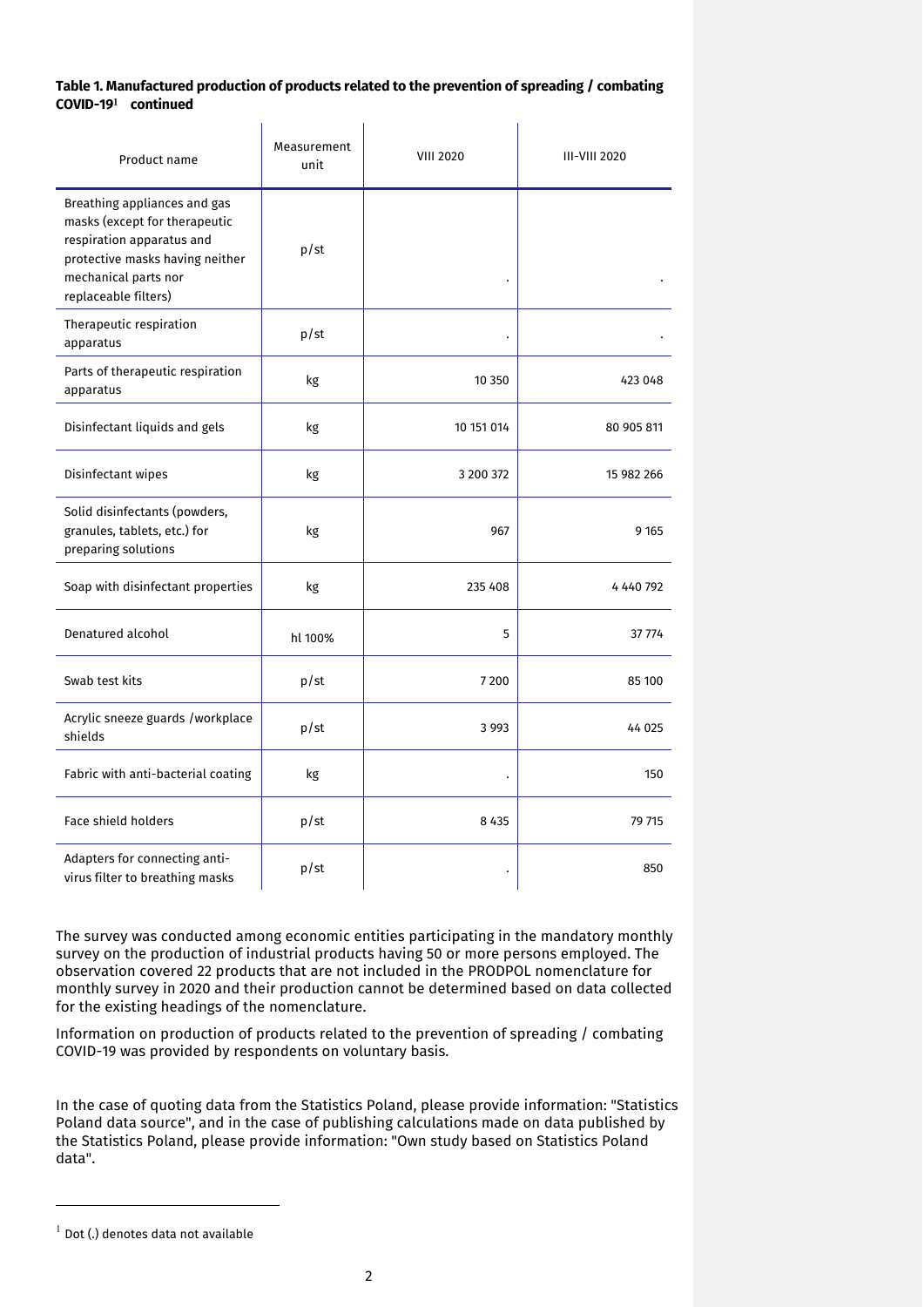**Table 1. Manufactured production of products related to the prevention of spreading / combating COVID-19[1] continued**

| Product name | Measurement unit | VIII 2020 | III-VIII 2020 |
|---|---|---|---|
| Breathing appliances and gas masks (except for therapeutic respiration apparatus and protective masks having neither mechanical parts nor replaceable filters) | p/st | . | . |
| Therapeutic respiration apparatus | p/st | . | . |
| Parts of therapeutic respiration apparatus | kg | 10 350 | 423 048 |
| Disinfectant liquids and gels | kg | 10 151 014 | 80 905 811 |
| Disinfectant wipes | kg | 3 200 372 | 15 982 266 |
| Solid disinfectants (powders, granules, tablets, etc.) for preparing solutions | kg | 967 | 9 165 |
| Soap with disinfectant properties | kg | 235 408 | 4 440 792 |
| Denatured alcohol | hl 100% | 5 | 37 774 |
| Swab test kits | p/st | 7 200 | 85 100 |
| Acrylic sneeze guards /workplace shields | p/st | 3 993 | 44 025 |
| Fabric with anti-bacterial coating | kg | . | 150 |
| Face shield holders | p/st | 8 435 | 79 715 |
| Adapters for connecting anti-virus filter to breathing masks | p/st | . | 850 |

The survey was conducted among economic entities participating in the mandatory monthly survey on the production of industrial products having 50 or more persons employed. The observation covered 22 products that are not included in the PRODPOL nomenclature for monthly survey in 2020 and their production cannot be determined based on data collected for the existing headings of the nomenclature.

Information on production of products related to the prevention of spreading / combating COVID-19 was provided by respondents on voluntary basis.

In the case of quoting data from the Statistics Poland, please provide information: "Statistics Poland data source", and in the case of publishing calculations made on data published by the Statistics Poland, please provide information: "Own study based on Statistics Poland data".

[1] Dot (.) denotes data not available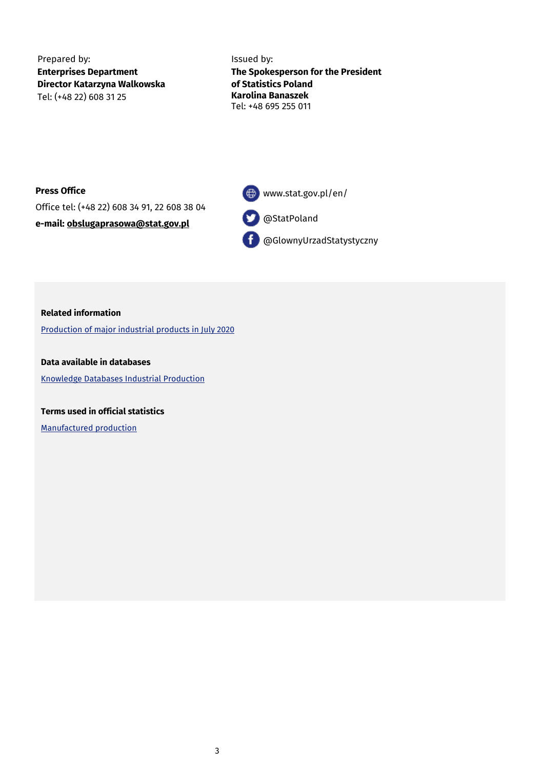Prepared by:
**Enterprises Department**
**Director Katarzyna Walkowska**
Tel: (+48 22) 608 31 25

Issued by:
**The Spokesperson for the President of Statistics Poland**
**Karolina Banaszek**
Tel: +48 695 255 011

**Press Office**
Office tel: (+48 22) 608 34 91, 22 608 38 04
**e-mail: obslugaprasowa@stat.gov.pl**

www.stat.gov.pl/en/

@StatPoland

@GlownyUrzadStatystyczny

**Related information**

Production of major industrial products in July 2020

**Data available in databases**

Knowledge Databases Industrial Production

**Terms used in official statistics**

Manufactured production